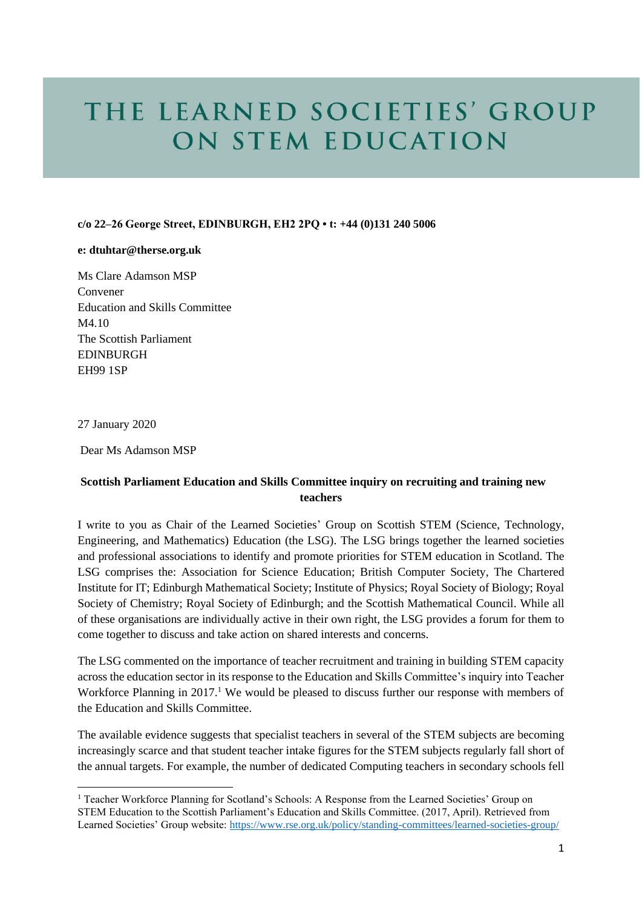# THE LEARNED SOCIETIES' GROUP ON STEM EDUCATION

**c/o 22–26 George Street, EDINBURGH, EH2 2PQ • t: +44 (0)131 240 5006**

**e: dtuhtar@therse.org.uk**

Ms Clare Adamson MSP
Convener
Education and Skills Committee
M4.10
The Scottish Parliament
EDINBURGH
EH99 1SP

27 January 2020

Dear Ms Adamson MSP

**Scottish Parliament Education and Skills Committee inquiry on recruiting and training new teachers**

I write to you as Chair of the Learned Societies' Group on Scottish STEM (Science, Technology, Engineering, and Mathematics) Education (the LSG). The LSG brings together the learned societies and professional associations to identify and promote priorities for STEM education in Scotland. The LSG comprises the: Association for Science Education; British Computer Society, The Chartered Institute for IT; Edinburgh Mathematical Society; Institute of Physics; Royal Society of Biology; Royal Society of Chemistry; Royal Society of Edinburgh; and the Scottish Mathematical Council. While all of these organisations are individually active in their own right, the LSG provides a forum for them to come together to discuss and take action on shared interests and concerns.

The LSG commented on the importance of teacher recruitment and training in building STEM capacity across the education sector in its response to the Education and Skills Committee's inquiry into Teacher Workforce Planning in 2017.[1] We would be pleased to discuss further our response with members of the Education and Skills Committee.

The available evidence suggests that specialist teachers in several of the STEM subjects are becoming increasingly scarce and that student teacher intake figures for the STEM subjects regularly fall short of the annual targets. For example, the number of dedicated Computing teachers in secondary schools fell

[1] Teacher Workforce Planning for Scotland's Schools: A Response from the Learned Societies' Group on STEM Education to the Scottish Parliament's Education and Skills Committee. (2017, April). Retrieved from Learned Societies' Group website: https://www.rse.org.uk/policy/standing-committees/learned-societies-group/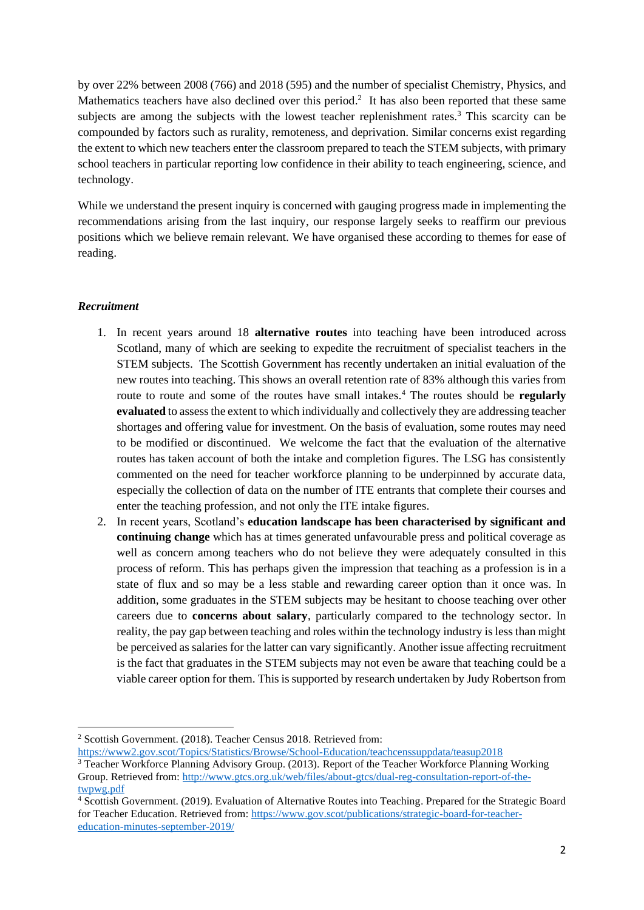by over 22% between 2008 (766) and 2018 (595) and the number of specialist Chemistry, Physics, and Mathematics teachers have also declined over this period.[2] It has also been reported that these same subjects are among the subjects with the lowest teacher replenishment rates.[3] This scarcity can be compounded by factors such as rurality, remoteness, and deprivation. Similar concerns exist regarding the extent to which new teachers enter the classroom prepared to teach the STEM subjects, with primary school teachers in particular reporting low confidence in their ability to teach engineering, science, and technology.

While we understand the present inquiry is concerned with gauging progress made in implementing the recommendations arising from the last inquiry, our response largely seeks to reaffirm our previous positions which we believe remain relevant. We have organised these according to themes for ease of reading.

***Recruitment***

1. In recent years around 18 **alternative routes** into teaching have been introduced across Scotland, many of which are seeking to expedite the recruitment of specialist teachers in the STEM subjects. The Scottish Government has recently undertaken an initial evaluation of the new routes into teaching. This shows an overall retention rate of 83% although this varies from route to route and some of the routes have small intakes.[4] The routes should be **regularly evaluated** to assess the extent to which individually and collectively they are addressing teacher shortages and offering value for investment. On the basis of evaluation, some routes may need to be modified or discontinued. We welcome the fact that the evaluation of the alternative routes has taken account of both the intake and completion figures. The LSG has consistently commented on the need for teacher workforce planning to be underpinned by accurate data, especially the collection of data on the number of ITE entrants that complete their courses and enter the teaching profession, and not only the ITE intake figures.
2. In recent years, Scotland's **education landscape has been characterised by significant and continuing change** which has at times generated unfavourable press and political coverage as well as concern among teachers who do not believe they were adequately consulted in this process of reform. This has perhaps given the impression that teaching as a profession is in a state of flux and so may be a less stable and rewarding career option than it once was. In addition, some graduates in the STEM subjects may be hesitant to choose teaching over other careers due to **concerns about salary**, particularly compared to the technology sector. In reality, the pay gap between teaching and roles within the technology industry is less than might be perceived as salaries for the latter can vary significantly. Another issue affecting recruitment is the fact that graduates in the STEM subjects may not even be aware that teaching could be a viable career option for them. This is supported by research undertaken by Judy Robertson from

---

[2] Scottish Government. (2018). Teacher Census 2018. Retrieved from: https://www2.gov.scot/Topics/Statistics/Browse/School-Education/teachcenssuppdata/teasup2018

[3] Teacher Workforce Planning Advisory Group. (2013). Report of the Teacher Workforce Planning Working Group. Retrieved from: http://www.gtcs.org.uk/web/files/about-gtcs/dual-reg-consultation-report-of-the-twpwg.pdf

[4] Scottish Government. (2019). Evaluation of Alternative Routes into Teaching. Prepared for the Strategic Board for Teacher Education. Retrieved from: https://www.gov.scot/publications/strategic-board-for-teacher-education-minutes-september-2019/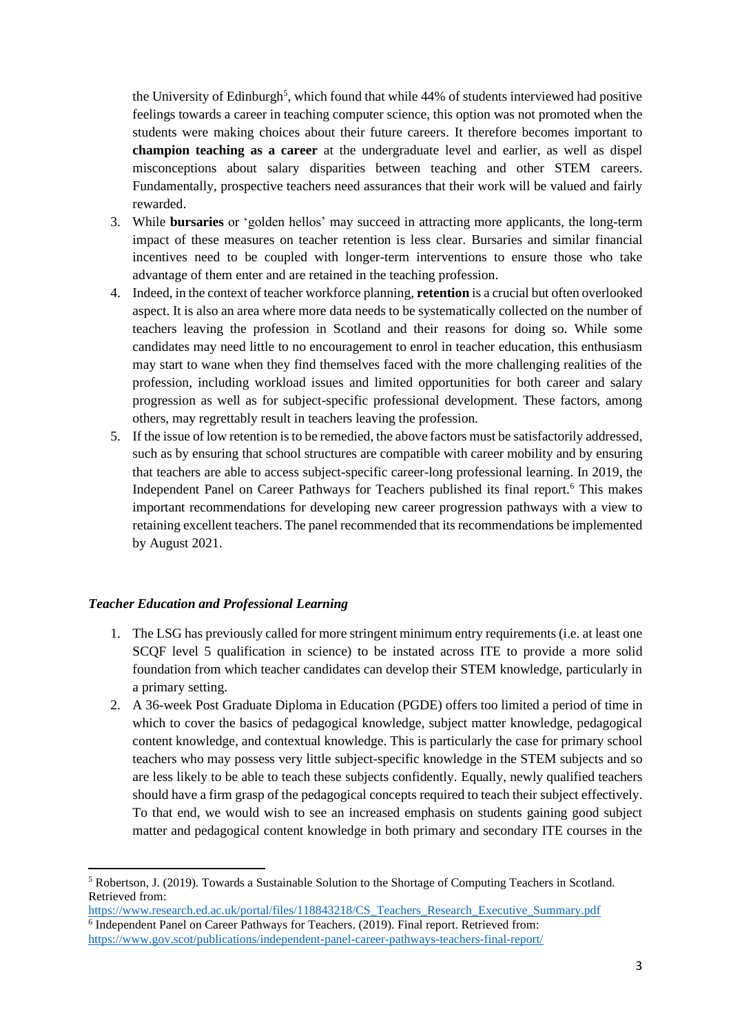the University of Edinburgh[5], which found that while 44% of students interviewed had positive feelings towards a career in teaching computer science, this option was not promoted when the students were making choices about their future careers. It therefore becomes important to **champion teaching as a career** at the undergraduate level and earlier, as well as dispel misconceptions about salary disparities between teaching and other STEM careers. Fundamentally, prospective teachers need assurances that their work will be valued and fairly rewarded.

3. While **bursaries** or 'golden hellos' may succeed in attracting more applicants, the long-term impact of these measures on teacher retention is less clear. Bursaries and similar financial incentives need to be coupled with longer-term interventions to ensure those who take advantage of them enter and are retained in the teaching profession.
4. Indeed, in the context of teacher workforce planning, **retention** is a crucial but often overlooked aspect. It is also an area where more data needs to be systematically collected on the number of teachers leaving the profession in Scotland and their reasons for doing so. While some candidates may need little to no encouragement to enrol in teacher education, this enthusiasm may start to wane when they find themselves faced with the more challenging realities of the profession, including workload issues and limited opportunities for both career and salary progression as well as for subject-specific professional development. These factors, among others, may regrettably result in teachers leaving the profession.
5. If the issue of low retention is to be remedied, the above factors must be satisfactorily addressed, such as by ensuring that school structures are compatible with career mobility and by ensuring that teachers are able to access subject-specific career-long professional learning. In 2019, the Independent Panel on Career Pathways for Teachers published its final report.[6] This makes important recommendations for developing new career progression pathways with a view to retaining excellent teachers. The panel recommended that its recommendations be implemented by August 2021.

### *Teacher Education and Professional Learning*

1. The LSG has previously called for more stringent minimum entry requirements (i.e. at least one SCQF level 5 qualification in science) to be instated across ITE to provide a more solid foundation from which teacher candidates can develop their STEM knowledge, particularly in a primary setting.
2. A 36-week Post Graduate Diploma in Education (PGDE) offers too limited a period of time in which to cover the basics of pedagogical knowledge, subject matter knowledge, pedagogical content knowledge, and contextual knowledge. This is particularly the case for primary school teachers who may possess very little subject-specific knowledge in the STEM subjects and so are less likely to be able to teach these subjects confidently. Equally, newly qualified teachers should have a firm grasp of the pedagogical concepts required to teach their subject effectively. To that end, we would wish to see an increased emphasis on students gaining good subject matter and pedagogical content knowledge in both primary and secondary ITE courses in the

---

[5] Robertson, J. (2019). Towards a Sustainable Solution to the Shortage of Computing Teachers in Scotland. Retrieved from: https://www.research.ed.ac.uk/portal/files/118843218/CS_Teachers_Research_Executive_Summary.pdf

[6] Independent Panel on Career Pathways for Teachers. (2019). Final report. Retrieved from: https://www.gov.scot/publications/independent-panel-career-pathways-teachers-final-report/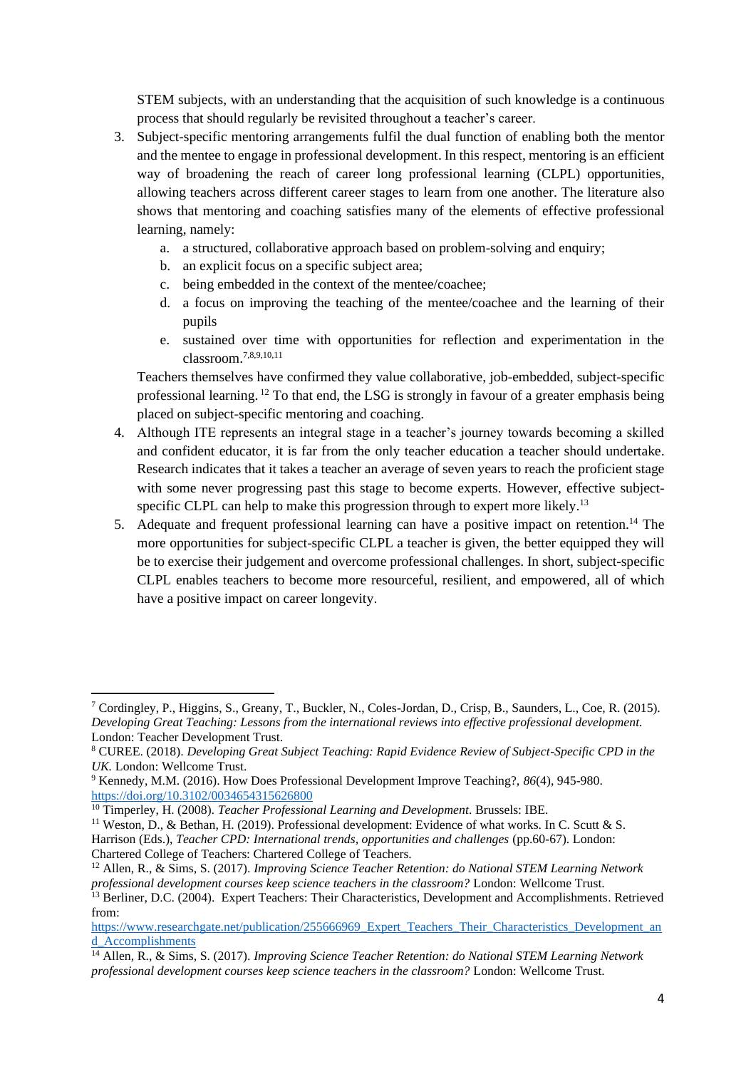STEM subjects, with an understanding that the acquisition of such knowledge is a continuous process that should regularly be revisited throughout a teacher's career.

3. Subject-specific mentoring arrangements fulfil the dual function of enabling both the mentor and the mentee to engage in professional development. In this respect, mentoring is an efficient way of broadening the reach of career long professional learning (CLPL) opportunities, allowing teachers across different career stages to learn from one another. The literature also shows that mentoring and coaching satisfies many of the elements of effective professional learning, namely:
   a. a structured, collaborative approach based on problem-solving and enquiry;
   b. an explicit focus on a specific subject area;
   c. being embedded in the context of the mentee/coachee;
   d. a focus on improving the teaching of the mentee/coachee and the learning of their pupils
   e. sustained over time with opportunities for reflection and experimentation in the classroom.[7,8,9,10,11]

   Teachers themselves have confirmed they value collaborative, job-embedded, subject-specific professional learning.[12] To that end, the LSG is strongly in favour of a greater emphasis being placed on subject-specific mentoring and coaching.

4. Although ITE represents an integral stage in a teacher's journey towards becoming a skilled and confident educator, it is far from the only teacher education a teacher should undertake. Research indicates that it takes a teacher an average of seven years to reach the proficient stage with some never progressing past this stage to become experts. However, effective subject-specific CLPL can help to make this progression through to expert more likely.[13]

5. Adequate and frequent professional learning can have a positive impact on retention.[14] The more opportunities for subject-specific CLPL a teacher is given, the better equipped they will be to exercise their judgement and overcome professional challenges. In short, subject-specific CLPL enables teachers to become more resourceful, resilient, and empowered, all of which have a positive impact on career longevity.

---

[7] Cordingley, P., Higgins, S., Greany, T., Buckler, N., Coles-Jordan, D., Crisp, B., Saunders, L., Coe, R. (2015). *Developing Great Teaching: Lessons from the international reviews into effective professional development.* London: Teacher Development Trust.

[8] CUREE. (2018). *Developing Great Subject Teaching: Rapid Evidence Review of Subject-Specific CPD in the UK.* London: Wellcome Trust.

[9] Kennedy, M.M. (2016). How Does Professional Development Improve Teaching?, *86*(4), 945-980. https://doi.org/10.3102/0034654315626800

[10] Timperley, H. (2008). *Teacher Professional Learning and Development*. Brussels: IBE.

[11] Weston, D., & Bethan, H. (2019). Professional development: Evidence of what works. In C. Scutt & S. Harrison (Eds.), *Teacher CPD: International trends, opportunities and challenges* (pp.60-67). London: Chartered College of Teachers: Chartered College of Teachers.

[12] Allen, R., & Sims, S. (2017). *Improving Science Teacher Retention: do National STEM Learning Network professional development courses keep science teachers in the classroom?* London: Wellcome Trust.

[13] Berliner, D.C. (2004). Expert Teachers: Their Characteristics, Development and Accomplishments. Retrieved from: https://www.researchgate.net/publication/255666969_Expert_Teachers_Their_Characteristics_Development_and_Accomplishments

[14] Allen, R., & Sims, S. (2017). *Improving Science Teacher Retention: do National STEM Learning Network professional development courses keep science teachers in the classroom?* London: Wellcome Trust.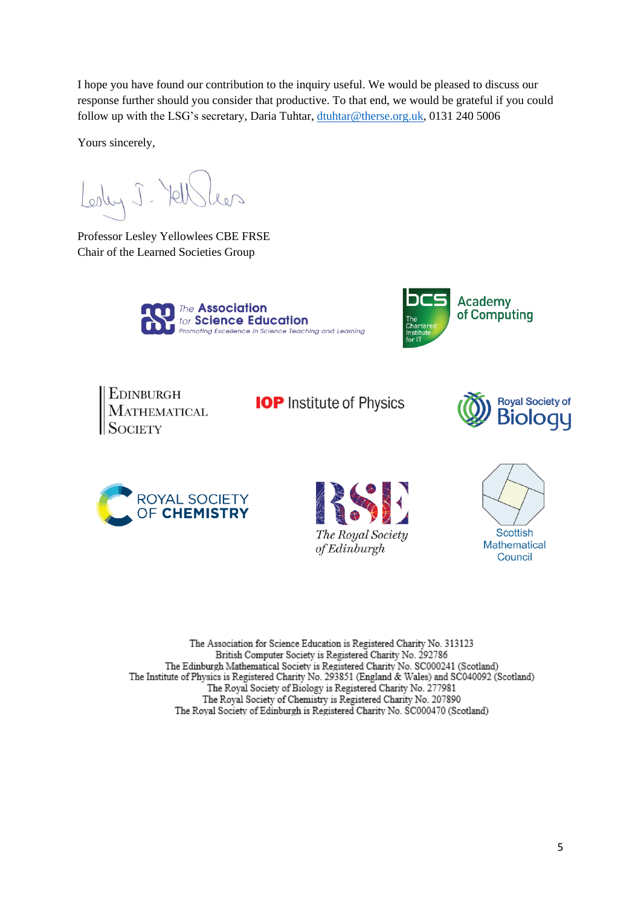I hope you have found our contribution to the inquiry useful. We would be pleased to discuss our response further should you consider that productive. To that end, we would be grateful if you could follow up with the LSG's secretary, Daria Tuhtar, dtuhtar@therse.org.uk, 0131 240 5006

Yours sincerely,

Professor Lesley Yellowlees CBE FRSE
Chair of the Learned Societies Group

The Association for Science Education is Registered Charity No. 313123
British Computer Society is Registered Charity No. 292786
The Edinburgh Mathematical Society is Registered Charity No. SC000241 (Scotland)
The Institute of Physics is Registered Charity No. 293851 (England & Wales) and SC040092 (Scotland)
The Royal Society of Biology is Registered Charity No. 277981
The Royal Society of Chemistry is Registered Charity No. 207890
The Royal Society of Edinburgh is Registered Charity No. SC000470 (Scotland)